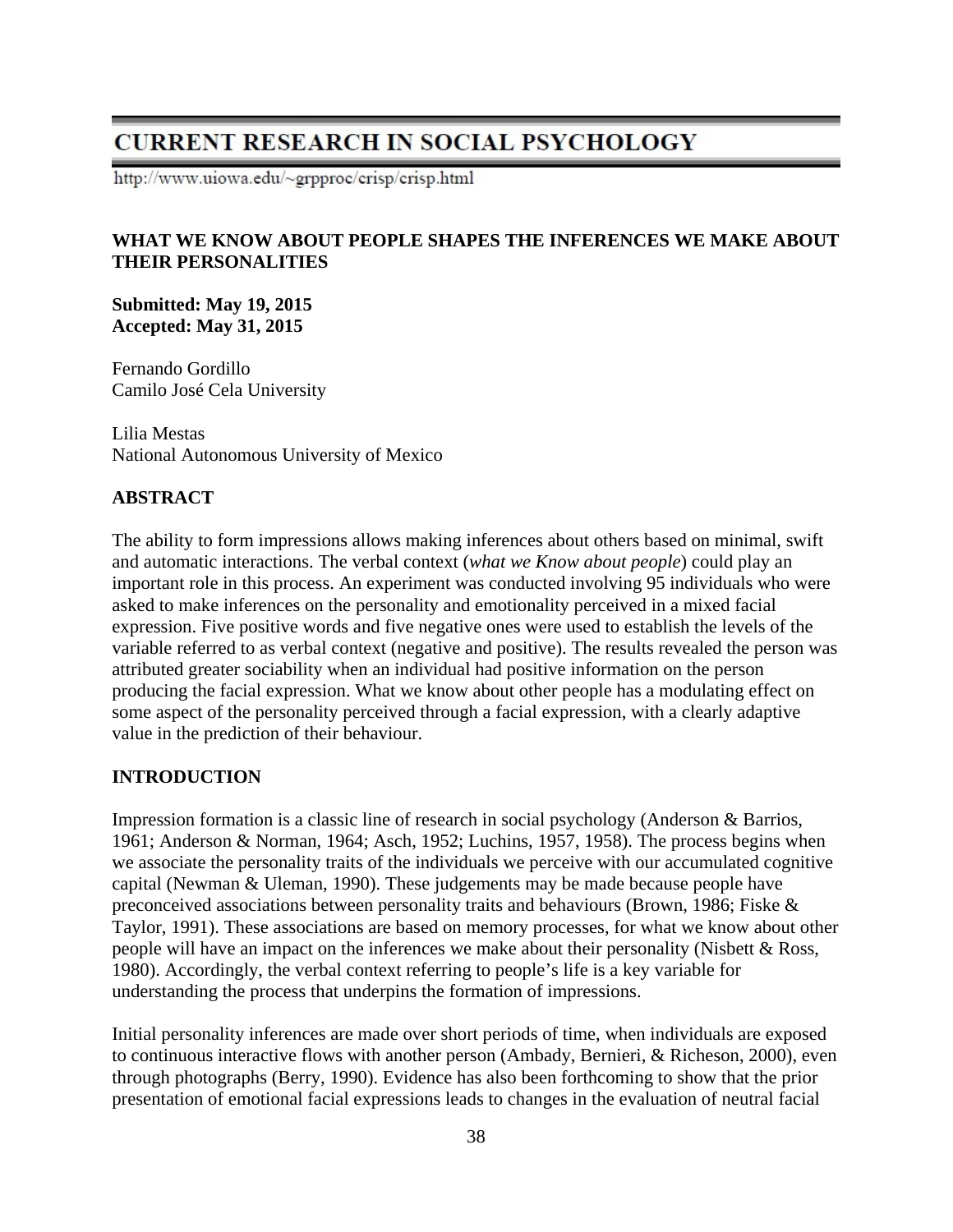# CURRENT RESEARCH IN SOCIAL PSYCHOLOGY

http://www.uiowa.edu/~grpproc/crisp/crisp.html

## WHAT WE KNOW ABOUT PEOPLE SHAPES THE INFERENCES WE MAKE ABOUT THEIR PERSONALITIES

**Submitted: May 19, 2015**
**Accepted: May 31, 2015**

Fernando Gordillo
Camilo José Cela University

Lilia Mestas
National Autonomous University of Mexico

### ABSTRACT

The ability to form impressions allows making inferences about others based on minimal, swift and automatic interactions. The verbal context (*what we Know about people*) could play an important role in this process. An experiment was conducted involving 95 individuals who were asked to make inferences on the personality and emotionality perceived in a mixed facial expression. Five positive words and five negative ones were used to establish the levels of the variable referred to as verbal context (negative and positive). The results revealed the person was attributed greater sociability when an individual had positive information on the person producing the facial expression. What we know about other people has a modulating effect on some aspect of the personality perceived through a facial expression, with a clearly adaptive value in the prediction of their behaviour.

### INTRODUCTION

Impression formation is a classic line of research in social psychology (Anderson & Barrios, 1961; Anderson & Norman, 1964; Asch, 1952; Luchins, 1957, 1958). The process begins when we associate the personality traits of the individuals we perceive with our accumulated cognitive capital (Newman & Uleman, 1990). These judgements may be made because people have preconceived associations between personality traits and behaviours (Brown, 1986; Fiske & Taylor, 1991). These associations are based on memory processes, for what we know about other people will have an impact on the inferences we make about their personality (Nisbett & Ross, 1980). Accordingly, the verbal context referring to people's life is a key variable for understanding the process that underpins the formation of impressions.

Initial personality inferences are made over short periods of time, when individuals are exposed to continuous interactive flows with another person (Ambady, Bernieri, & Richeson, 2000), even through photographs (Berry, 1990). Evidence has also been forthcoming to show that the prior presentation of emotional facial expressions leads to changes in the evaluation of neutral facial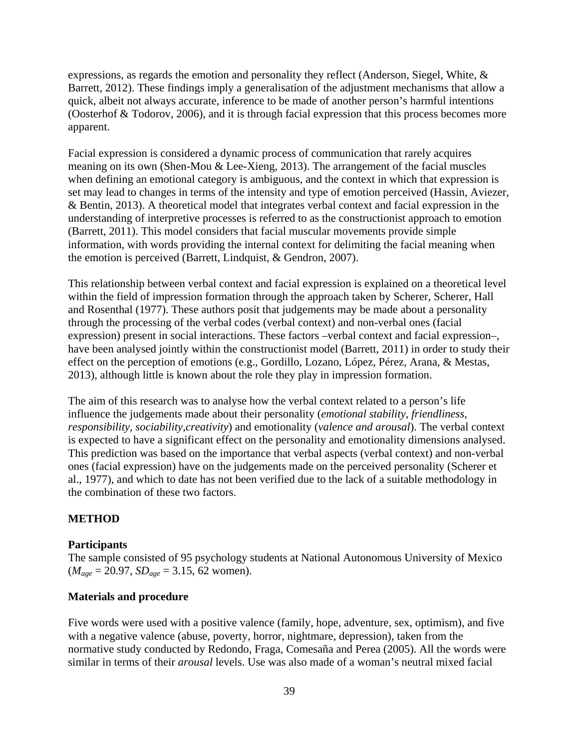expressions, as regards the emotion and personality they reflect (Anderson, Siegel, White, & Barrett, 2012). These findings imply a generalisation of the adjustment mechanisms that allow a quick, albeit not always accurate, inference to be made of another person's harmful intentions (Oosterhof & Todorov, 2006), and it is through facial expression that this process becomes more apparent.

Facial expression is considered a dynamic process of communication that rarely acquires meaning on its own (Shen-Mou & Lee-Xieng, 2013). The arrangement of the facial muscles when defining an emotional category is ambiguous, and the context in which that expression is set may lead to changes in terms of the intensity and type of emotion perceived (Hassin, Aviezer, & Bentin, 2013). A theoretical model that integrates verbal context and facial expression in the understanding of interpretive processes is referred to as the constructionist approach to emotion (Barrett, 2011). This model considers that facial muscular movements provide simple information, with words providing the internal context for delimiting the facial meaning when the emotion is perceived (Barrett, Lindquist, & Gendron, 2007).

This relationship between verbal context and facial expression is explained on a theoretical level within the field of impression formation through the approach taken by Scherer, Scherer, Hall and Rosenthal (1977). These authors posit that judgements may be made about a personality through the processing of the verbal codes (verbal context) and non-verbal ones (facial expression) present in social interactions. These factors –verbal context and facial expression–, have been analysed jointly within the constructionist model (Barrett, 2011) in order to study their effect on the perception of emotions (e.g., Gordillo, Lozano, López, Pérez, Arana, & Mestas, 2013), although little is known about the role they play in impression formation.

The aim of this research was to analyse how the verbal context related to a person's life influence the judgements made about their personality (*emotional stability*, *friendliness*, *responsibility*, *sociability*,*creativity*) and emotionality (*valence and arousal*). The verbal context is expected to have a significant effect on the personality and emotionality dimensions analysed. This prediction was based on the importance that verbal aspects (verbal context) and non-verbal ones (facial expression) have on the judgements made on the perceived personality (Scherer et al., 1977), and which to date has not been verified due to the lack of a suitable methodology in the combination of these two factors.

## METHOD

### Participants

The sample consisted of 95 psychology students at National Autonomous University of Mexico ($M_{age}$ = 20.97, $SD_{age}$ = 3.15, 62 women).

### Materials and procedure

Five words were used with a positive valence (family, hope, adventure, sex, optimism), and five with a negative valence (abuse, poverty, horror, nightmare, depression), taken from the normative study conducted by Redondo, Fraga, Comesaña and Perea (2005). All the words were similar in terms of their *arousal* levels. Use was also made of a woman's neutral mixed facial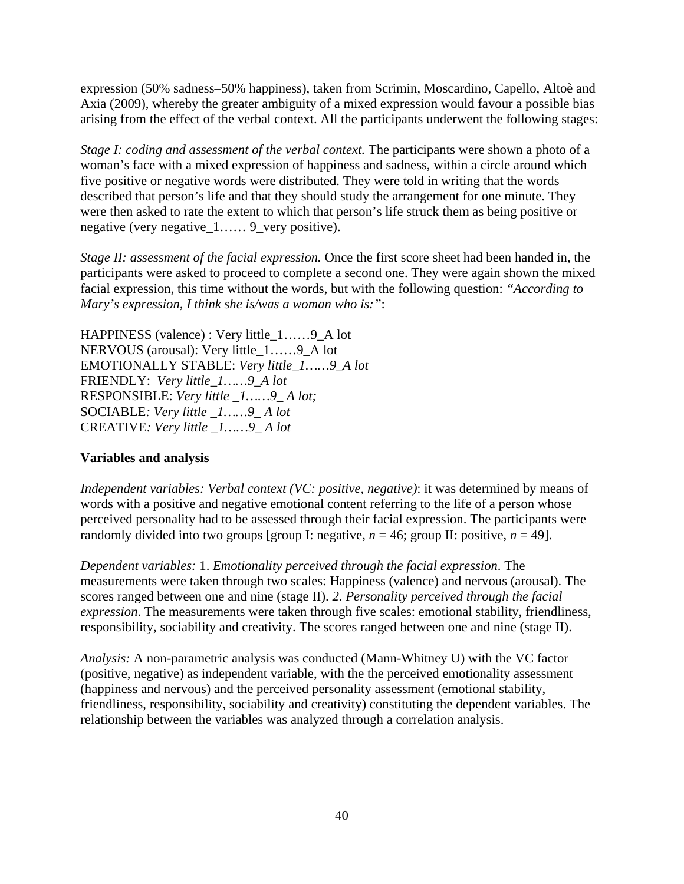expression (50% sadness–50% happiness), taken from Scrimin, Moscardino, Capello, Altoè and Axia (2009), whereby the greater ambiguity of a mixed expression would favour a possible bias arising from the effect of the verbal context. All the participants underwent the following stages:

*Stage I: coding and assessment of the verbal context.* The participants were shown a photo of a woman's face with a mixed expression of happiness and sadness, within a circle around which five positive or negative words were distributed. They were told in writing that the words described that person's life and that they should study the arrangement for one minute. They were then asked to rate the extent to which that person's life struck them as being positive or negative (very negative_1…… 9_very positive).

*Stage II: assessment of the facial expression.* Once the first score sheet had been handed in, the participants were asked to proceed to complete a second one. They were again shown the mixed facial expression, this time without the words, but with the following question: *"According to Mary's expression, I think she is/was a woman who is:"*:

HAPPINESS (valence) : Very little_1……9_A lot
NERVOUS (arousal): Very little_1……9_A lot
EMOTIONALLY STABLE: *Very little_1……9_A lot*
FRIENDLY: *Very little_1……9_A lot*
RESPONSIBLE: *Very little _1……9_ A lot;*
SOCIABLE*: Very little _1……9_ A lot*
CREATIVE*: Very little _1……9_ A lot*

**Variables and analysis**

*Independent variables: Verbal context (VC: positive, negative)*: it was determined by means of words with a positive and negative emotional content referring to the life of a person whose perceived personality had to be assessed through their facial expression. The participants were randomly divided into two groups [group I: negative, $n = 46$; group II: positive, $n = 49$].

*Dependent variables:* 1. *Emotionality perceived through the facial expression*. The measurements were taken through two scales: Happiness (valence) and nervous (arousal). The scores ranged between one and nine (stage II). *2. Personality perceived through the facial expression*. The measurements were taken through five scales: emotional stability, friendliness, responsibility, sociability and creativity. The scores ranged between one and nine (stage II).

*Analysis:* A non-parametric analysis was conducted (Mann-Whitney U) with the VC factor (positive, negative) as independent variable, with the the perceived emotionality assessment (happiness and nervous) and the perceived personality assessment (emotional stability, friendliness, responsibility, sociability and creativity) constituting the dependent variables. The relationship between the variables was analyzed through a correlation analysis.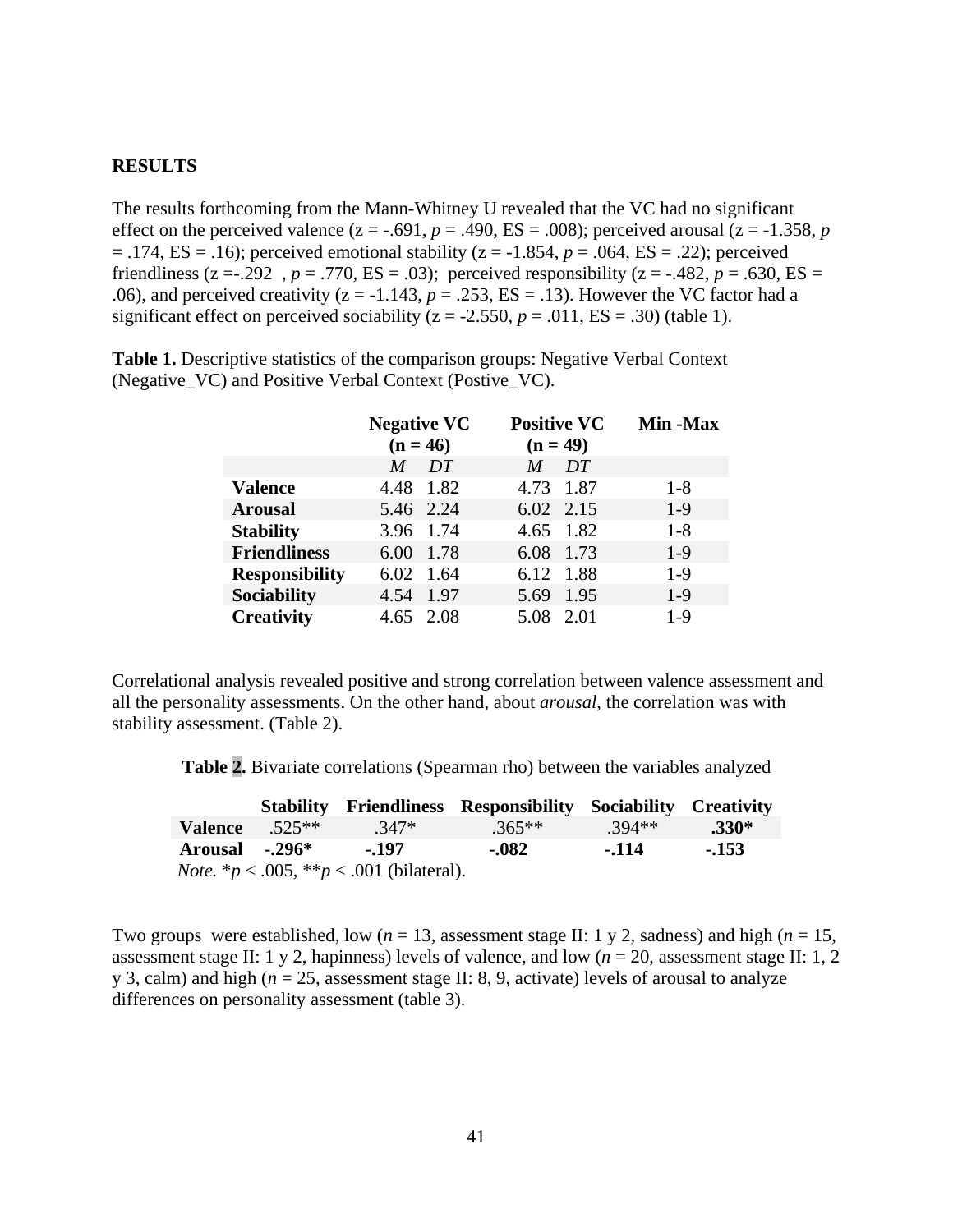**RESULTS**

The results forthcoming from the Mann-Whitney U revealed that the VC had no significant effect on the perceived valence (z = -.691, *p* = .490, ES = .008); perceived arousal (z = -1.358, *p* = .174, ES = .16); perceived emotional stability (z = -1.854, *p* = .064, ES = .22); perceived friendliness (z =-.292 , *p* = .770, ES = .03); perceived responsibility (z = -.482, *p* = .630, ES = .06), and perceived creativity (z = -1.143, *p* = .253, ES = .13). However the VC factor had a significant effect on perceived sociability (z = -2.550, *p* = .011, ES = .30) (table 1).

**Table 1.** Descriptive statistics of the comparison groups: Negative Verbal Context (Negative_VC) and Positive Verbal Context (Postive_VC).

| | Negative VC (n = 46) | | Positive VC (n = 49) | | Min -Max |
|---|---|---|---|---|---|
| | *M* | *DT* | *M* | *DT* | |
| **Valence** | 4.48 | 1.82 | 4.73 | 1.87 | 1-8 |
| **Arousal** | 5.46 | 2.24 | 6.02 | 2.15 | 1-9 |
| **Stability** | 3.96 | 1.74 | 4.65 | 1.82 | 1-8 |
| **Friendliness** | 6.00 | 1.78 | 6.08 | 1.73 | 1-9 |
| **Responsibility** | 6.02 | 1.64 | 6.12 | 1.88 | 1-9 |
| **Sociability** | 4.54 | 1.97 | 5.69 | 1.95 | 1-9 |
| **Creativity** | 4.65 | 2.08 | 5.08 | 2.01 | 1-9 |

Correlational analysis revealed positive and strong correlation between valence assessment and all the personality assessments. On the other hand, about *arousal*, the correlation was with stability assessment. (Table 2).

**Table 2.** Bivariate correlations (Spearman rho) between the variables analyzed

| | Stability | Friendliness | Responsibility | Sociability | Creativity |
|---|---|---|---|---|---|
| **Valence** | .525** | .347* | .365** | .394** | **.330*** |
| **Arousal** | **-.296*** | **-.197** | **-.082** | **-.114** | **-.153** |

*Note.* *$p$ < .005, **$p$ < .001 (bilateral).

Two groups were established, low (*n* = 13, assessment stage II: 1 y 2, sadness) and high (*n* = 15, assessment stage II: 1 y 2, hapinness) levels of valence, and low (*n* = 20, assessment stage II: 1, 2 y 3, calm) and high (*n* = 25, assessment stage II: 8, 9, activate) levels of arousal to analyze differences on personality assessment (table 3).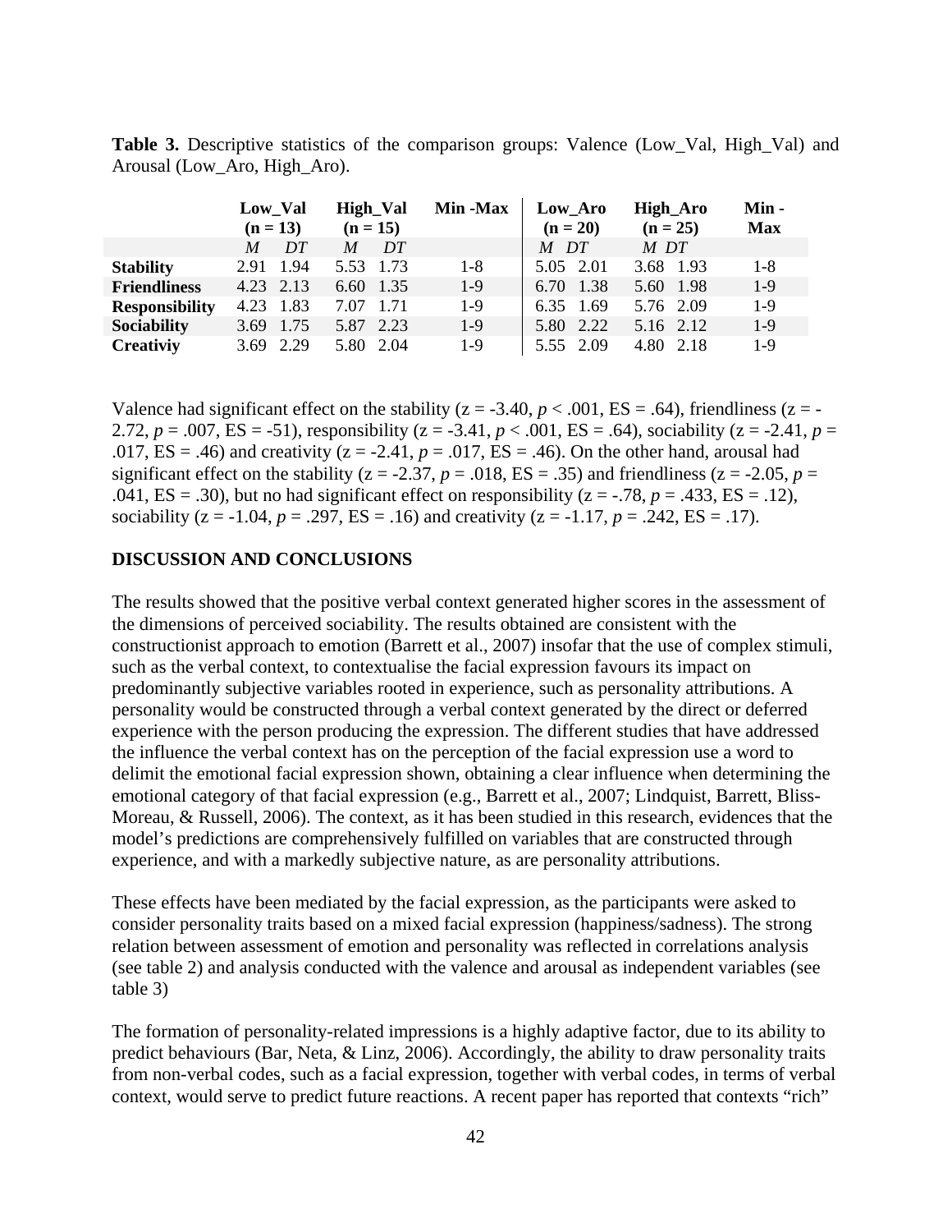**Table 3.** Descriptive statistics of the comparison groups: Valence (Low_Val, High_Val) and Arousal (Low_Aro, High_Aro).

| | Low_Val (n = 13) | | High_Val (n = 15) | | Min -Max | Low_Aro (n = 20) | | High_Aro (n = 25) | | Min - Max |
|---|---|---|---|---|---|---|---|---|---|---|
| | *M* | *DT* | *M* | *DT* | | *M* | *DT* | *M* | *DT* | |
| **Stability** | 2.91 | 1.94 | 5.53 | 1.73 | 1-8 | 5.05 | 2.01 | 3.68 | 1.93 | 1-8 |
| **Friendliness** | 4.23 | 2.13 | 6.60 | 1.35 | 1-9 | 6.70 | 1.38 | 5.60 | 1.98 | 1-9 |
| **Responsibility** | 4.23 | 1.83 | 7.07 | 1.71 | 1-9 | 6.35 | 1.69 | 5.76 | 2.09 | 1-9 |
| **Sociability** | 3.69 | 1.75 | 5.87 | 2.23 | 1-9 | 5.80 | 2.22 | 5.16 | 2.12 | 1-9 |
| **Creativiy** | 3.69 | 2.29 | 5.80 | 2.04 | 1-9 | 5.55 | 2.09 | 4.80 | 2.18 | 1-9 |

Valence had significant effect on the stability (z = -3.40, *p* < .001, ES = .64), friendliness (z = -2.72, *p* = .007, ES = -51), responsibility (z = -3.41, *p* < .001, ES = .64), sociability (z = -2.41, *p* = .017, ES = .46) and creativity (z = -2.41, *p* = .017, ES = .46). On the other hand, arousal had significant effect on the stability (z = -2.37, *p* = .018, ES = .35) and friendliness (z = -2.05, *p* = .041, ES = .30), but no had significant effect on responsibility (z = -.78, *p* = .433, ES = .12), sociability (z = -1.04, *p* = .297, ES = .16) and creativity (z = -1.17, *p* = .242, ES = .17).

## DISCUSSION AND CONCLUSIONS

The results showed that the positive verbal context generated higher scores in the assessment of the dimensions of perceived sociability. The results obtained are consistent with the constructionist approach to emotion (Barrett et al., 2007) insofar that the use of complex stimuli, such as the verbal context, to contextualise the facial expression favours its impact on predominantly subjective variables rooted in experience, such as personality attributions. A personality would be constructed through a verbal context generated by the direct or deferred experience with the person producing the expression. The different studies that have addressed the influence the verbal context has on the perception of the facial expression use a word to delimit the emotional facial expression shown, obtaining a clear influence when determining the emotional category of that facial expression (e.g., Barrett et al., 2007; Lindquist, Barrett, Bliss-Moreau, & Russell, 2006). The context, as it has been studied in this research, evidences that the model's predictions are comprehensively fulfilled on variables that are constructed through experience, and with a markedly subjective nature, as are personality attributions.

These effects have been mediated by the facial expression, as the participants were asked to consider personality traits based on a mixed facial expression (happiness/sadness). The strong relation between assessment of emotion and personality was reflected in correlations analysis (see table 2) and analysis conducted with the valence and arousal as independent variables (see table 3)

The formation of personality-related impressions is a highly adaptive factor, due to its ability to predict behaviours (Bar, Neta, & Linz, 2006). Accordingly, the ability to draw personality traits from non-verbal codes, such as a facial expression, together with verbal codes, in terms of verbal context, would serve to predict future reactions. A recent paper has reported that contexts "rich"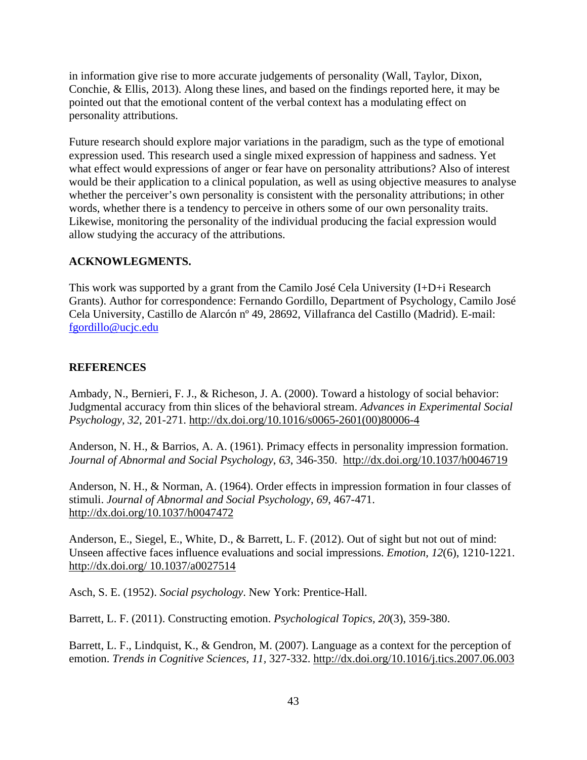in information give rise to more accurate judgements of personality (Wall, Taylor, Dixon, Conchie, & Ellis, 2013). Along these lines, and based on the findings reported here, it may be pointed out that the emotional content of the verbal context has a modulating effect on personality attributions.

Future research should explore major variations in the paradigm, such as the type of emotional expression used. This research used a single mixed expression of happiness and sadness. Yet what effect would expressions of anger or fear have on personality attributions? Also of interest would be their application to a clinical population, as well as using objective measures to analyse whether the perceiver's own personality is consistent with the personality attributions; in other words, whether there is a tendency to perceive in others some of our own personality traits. Likewise, monitoring the personality of the individual producing the facial expression would allow studying the accuracy of the attributions.

## ACKNOWLEGMENTS.

This work was supported by a grant from the Camilo José Cela University (I+D+i Research Grants). Author for correspondence: Fernando Gordillo, Department of Psychology, Camilo José Cela University, Castillo de Alarcón nº 49, 28692, Villafranca del Castillo (Madrid). E-mail: fgordillo@ucjc.edu

## REFERENCES

Ambady, N., Bernieri, F. J., & Richeson, J. A. (2000). Toward a histology of social behavior: Judgmental accuracy from thin slices of the behavioral stream. *Advances in Experimental Social Psychology, 32,* 201-271. http://dx.doi.org/10.1016/s0065-2601(00)80006-4

Anderson, N. H., & Barrios, A. A. (1961). Primacy effects in personality impression formation. *Journal of Abnormal and Social Psychology, 63*, 346-350. http://dx.doi.org/10.1037/h0046719

Anderson, N. H., & Norman, A. (1964). Order effects in impression formation in four classes of stimuli. *Journal of Abnormal and Social Psychology, 69*, 467-471. http://dx.doi.org/10.1037/h0047472

Anderson, E., Siegel, E., White, D., & Barrett, L. F. (2012). Out of sight but not out of mind: Unseen affective faces influence evaluations and social impressions. *Emotion, 12*(6), 1210-1221. http://dx.doi.org/ 10.1037/a0027514

Asch, S. E. (1952). *Social psychology*. New York: Prentice-Hall.

Barrett, L. F. (2011). Constructing emotion. *Psychological Topics, 20*(3), 359-380.

Barrett, L. F., Lindquist, K., & Gendron, M. (2007). Language as a context for the perception of emotion. *Trends in Cognitive Sciences, 11,* 327-332. http://dx.doi.org/10.1016/j.tics.2007.06.003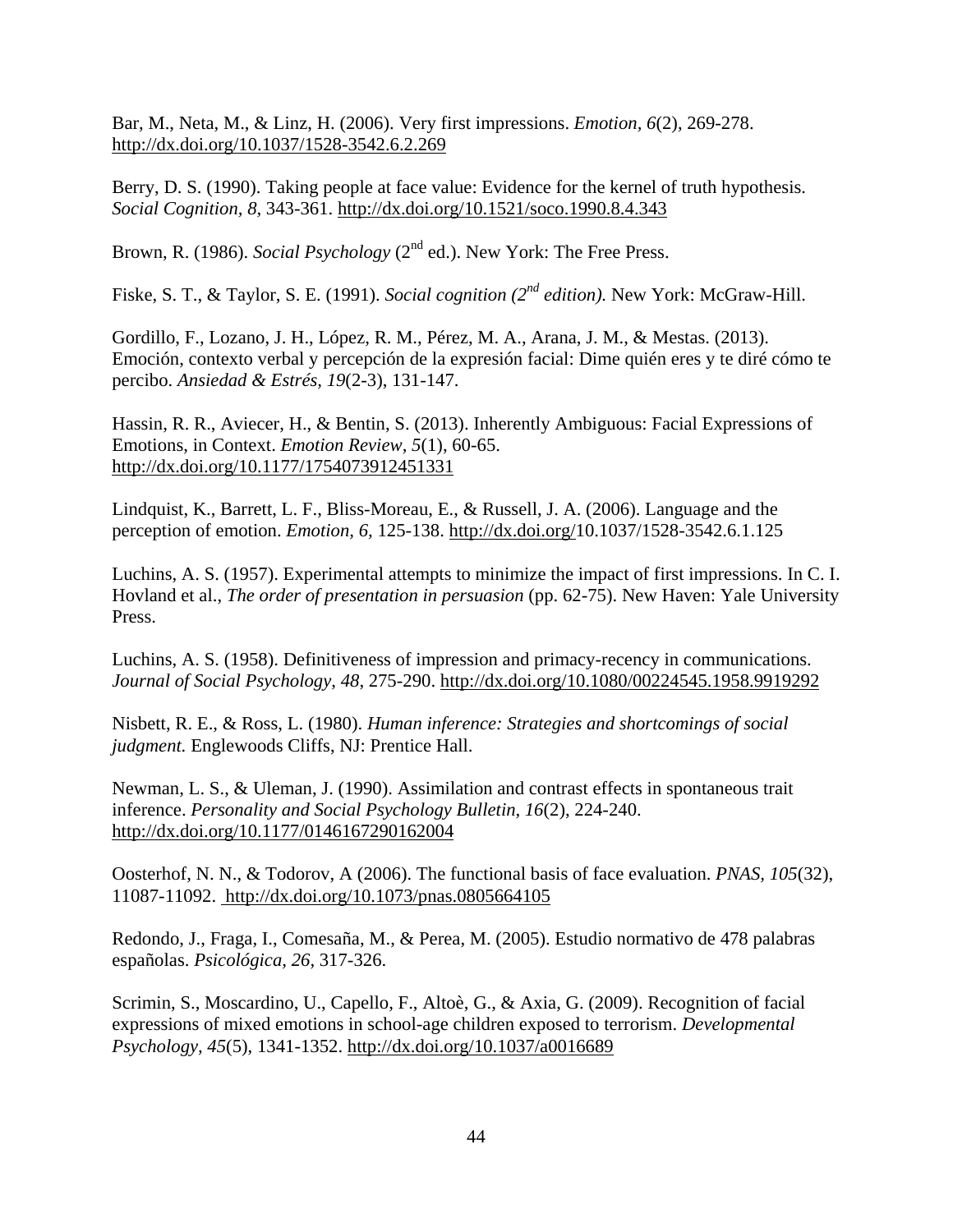Bar, M., Neta, M., & Linz, H. (2006). Very first impressions. *Emotion, 6*(2), 269-278. http://dx.doi.org/10.1037/1528-3542.6.2.269

Berry, D. S. (1990). Taking people at face value: Evidence for the kernel of truth hypothesis. *Social Cognition, 8,* 343-361. http://dx.doi.org/10.1521/soco.1990.8.4.343

Brown, R. (1986). *Social Psychology* (2nd ed.). New York: The Free Press.

Fiske, S. T., & Taylor, S. E. (1991). *Social cognition (2nd edition).* New York: McGraw-Hill.

Gordillo, F., Lozano, J. H., López, R. M., Pérez, M. A., Arana, J. M., & Mestas. (2013). Emoción, contexto verbal y percepción de la expresión facial: Dime quién eres y te diré cómo te percibo. *Ansiedad & Estrés, 19*(2-3), 131-147.

Hassin, R. R., Aviecer, H., & Bentin, S. (2013). Inherently Ambiguous: Facial Expressions of Emotions, in Context. *Emotion Review, 5*(1), 60-65. http://dx.doi.org/10.1177/1754073912451331

Lindquist, K., Barrett, L. F., Bliss-Moreau, E., & Russell, J. A. (2006). Language and the perception of emotion. *Emotion, 6,* 125-138. http://dx.doi.org/10.1037/1528-3542.6.1.125

Luchins, A. S. (1957). Experimental attempts to minimize the impact of first impressions. In C. I. Hovland et al., *The order of presentation in persuasion* (pp. 62-75). New Haven: Yale University Press.

Luchins, A. S. (1958). Definitiveness of impression and primacy-recency in communications. *Journal of Social Psychology, 48,* 275-290. http://dx.doi.org/10.1080/00224545.1958.9919292

Nisbett, R. E., & Ross, L. (1980). *Human inference: Strategies and shortcomings of social judgment.* Englewoods Cliffs, NJ: Prentice Hall.

Newman, L. S., & Uleman, J. (1990). Assimilation and contrast effects in spontaneous trait inference. *Personality and Social Psychology Bulletin, 16*(2), 224-240. http://dx.doi.org/10.1177/0146167290162004

Oosterhof, N. N., & Todorov, A (2006). The functional basis of face evaluation. *PNAS, 105*(32), 11087-11092. http://dx.doi.org/10.1073/pnas.0805664105

Redondo, J., Fraga, I., Comesaña, M., & Perea, M. (2005). Estudio normativo de 478 palabras españolas. *Psicológica, 26,* 317-326.

Scrimin, S., Moscardino, U., Capello, F., Altoè, G., & Axia, G. (2009). Recognition of facial expressions of mixed emotions in school-age children exposed to terrorism. *Developmental Psychology, 45*(5), 1341-1352. http://dx.doi.org/10.1037/a0016689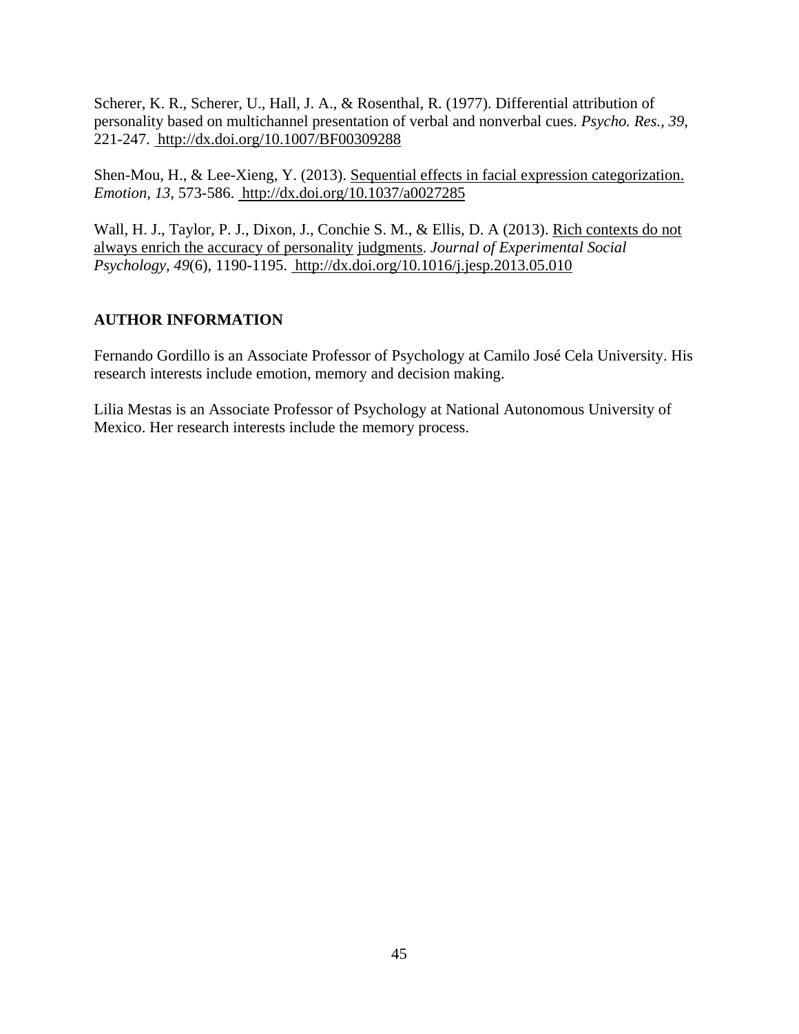Scherer, K. R., Scherer, U., Hall, J. A., & Rosenthal, R. (1977). Differential attribution of personality based on multichannel presentation of verbal and nonverbal cues. *Psycho. Res.*, *39*, 221-247. http://dx.doi.org/10.1007/BF00309288

Shen-Mou, H., & Lee-Xieng, Y. (2013). Sequential effects in facial expression categorization. *Emotion, 13,* 573-586. http://dx.doi.org/10.1037/a0027285

Wall, H. J., Taylor, P. J., Dixon, J., Conchie S. M., & Ellis, D. A (2013). Rich contexts do not always enrich the accuracy of personality judgments. *Journal of Experimental Social Psychology, 49*(6), 1190-1195. http://dx.doi.org/10.1016/j.jesp.2013.05.010

## AUTHOR INFORMATION

Fernando Gordillo is an Associate Professor of Psychology at Camilo José Cela University. His research interests include emotion, memory and decision making.

Lilia Mestas is an Associate Professor of Psychology at National Autonomous University of Mexico. Her research interests include the memory process.